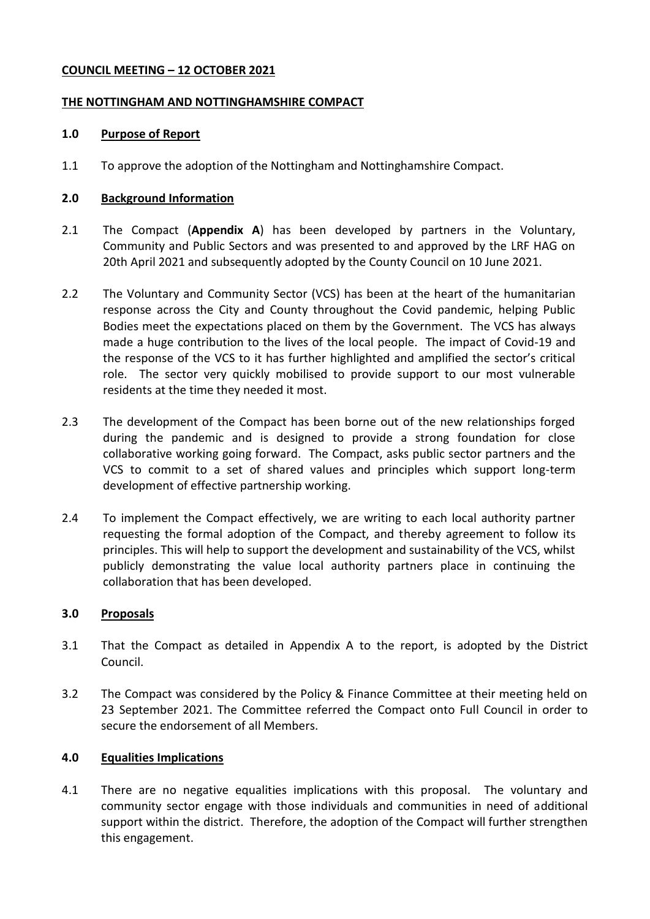**COUNCIL MEETING – 12 OCTOBER 2021**

**THE NOTTINGHAM AND NOTTINGHAMSHIRE COMPACT**

## 1.0 Purpose of Report

1.1 To approve the adoption of the Nottingham and Nottinghamshire Compact.

## 2.0 Background Information

2.1 The Compact (**Appendix A**) has been developed by partners in the Voluntary, Community and Public Sectors and was presented to and approved by the LRF HAG on 20th April 2021 and subsequently adopted by the County Council on 10 June 2021.

2.2 The Voluntary and Community Sector (VCS) has been at the heart of the humanitarian response across the City and County throughout the Covid pandemic, helping Public Bodies meet the expectations placed on them by the Government. The VCS has always made a huge contribution to the lives of the local people. The impact of Covid-19 and the response of the VCS to it has further highlighted and amplified the sector's critical role. The sector very quickly mobilised to provide support to our most vulnerable residents at the time they needed it most.

2.3 The development of the Compact has been borne out of the new relationships forged during the pandemic and is designed to provide a strong foundation for close collaborative working going forward. The Compact, asks public sector partners and the VCS to commit to a set of shared values and principles which support long-term development of effective partnership working.

2.4 To implement the Compact effectively, we are writing to each local authority partner requesting the formal adoption of the Compact, and thereby agreement to follow its principles. This will help to support the development and sustainability of the VCS, whilst publicly demonstrating the value local authority partners place in continuing the collaboration that has been developed.

## 3.0 Proposals

3.1 That the Compact as detailed in Appendix A to the report, is adopted by the District Council.

3.2 The Compact was considered by the Policy & Finance Committee at their meeting held on 23 September 2021. The Committee referred the Compact onto Full Council in order to secure the endorsement of all Members.

## 4.0 Equalities Implications

4.1 There are no negative equalities implications with this proposal. The voluntary and community sector engage with those individuals and communities in need of additional support within the district. Therefore, the adoption of the Compact will further strengthen this engagement.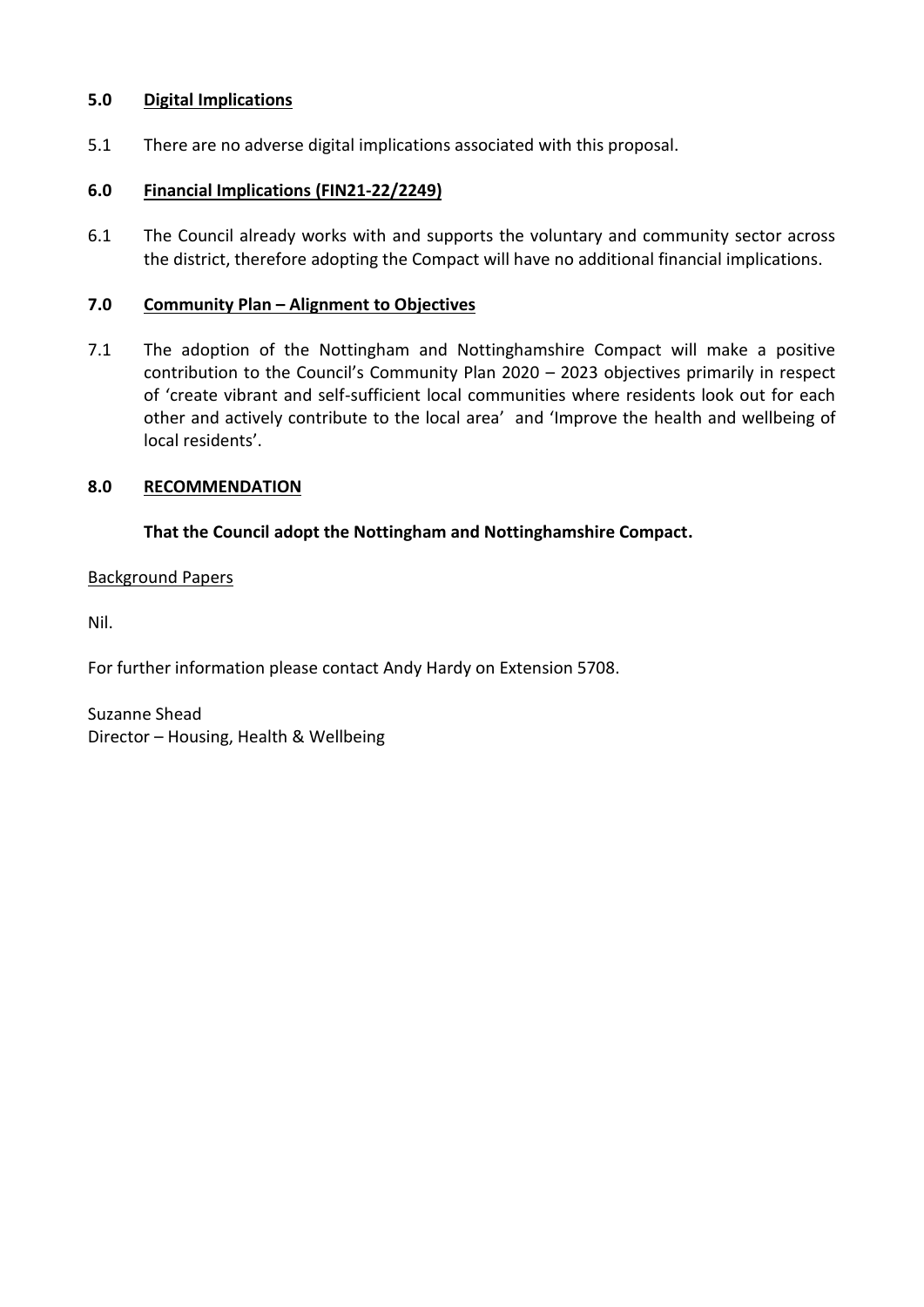## 5.0 Digital Implications

5.1 There are no adverse digital implications associated with this proposal.

## 6.0 Financial Implications (FIN21-22/2249)

6.1 The Council already works with and supports the voluntary and community sector across the district, therefore adopting the Compact will have no additional financial implications.

## 7.0 Community Plan – Alignment to Objectives

7.1 The adoption of the Nottingham and Nottinghamshire Compact will make a positive contribution to the Council's Community Plan 2020 – 2023 objectives primarily in respect of 'create vibrant and self-sufficient local communities where residents look out for each other and actively contribute to the local area' and 'Improve the health and wellbeing of local residents'.

## 8.0 RECOMMENDATION

**That the Council adopt the Nottingham and Nottinghamshire Compact.**

Background Papers

Nil.

For further information please contact Andy Hardy on Extension 5708.

Suzanne Shead
Director – Housing, Health & Wellbeing